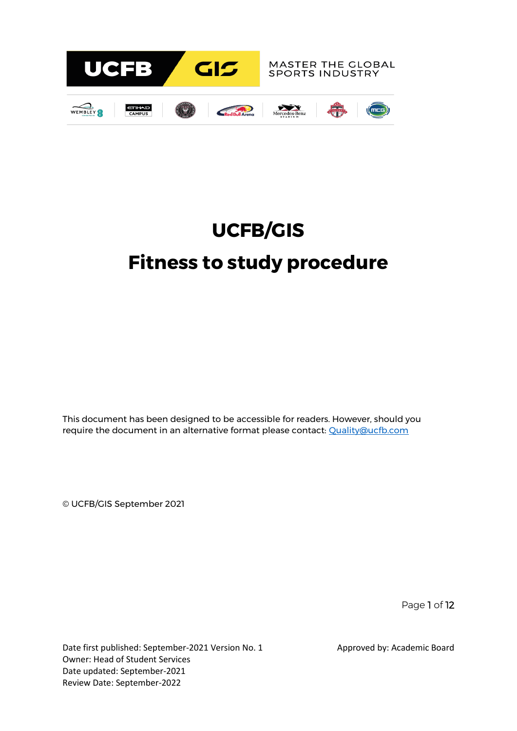MASTER THE GLOBAL SPORTS INDUSTRY

# UCFB/GIS

# Fitness to study procedure

This document has been designed to be accessible for readers. However, should you require the document in an alternative format please contact: [Quality@ucfb.com](mailto:Quality@ucfb.com)

© UCFB/GIS September 2021

Date first published: September-2021 Version No. 1
Owner: Head of Student Services
Date updated: September-2021
Review Date: September-2022

Approved by: Academic Board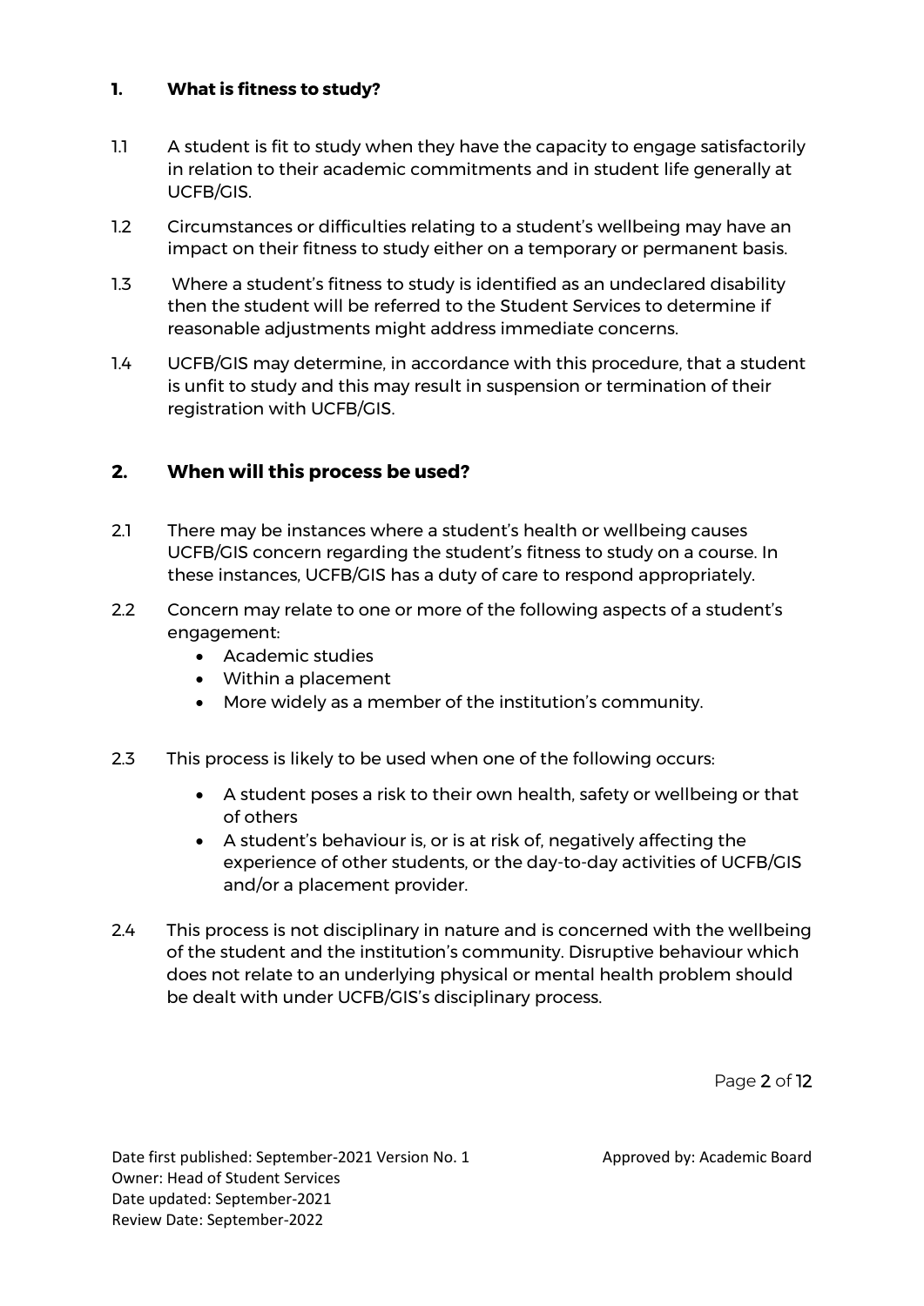## 1. What is fitness to study?

1.1 A student is fit to study when they have the capacity to engage satisfactorily in relation to their academic commitments and in student life generally at UCFB/GIS.

1.2 Circumstances or difficulties relating to a student's wellbeing may have an impact on their fitness to study either on a temporary or permanent basis.

1.3 Where a student's fitness to study is identified as an undeclared disability then the student will be referred to the Student Services to determine if reasonable adjustments might address immediate concerns.

1.4 UCFB/GIS may determine, in accordance with this procedure, that a student is unfit to study and this may result in suspension or termination of their registration with UCFB/GIS.

## 2. When will this process be used?

2.1 There may be instances where a student's health or wellbeing causes UCFB/GIS concern regarding the student's fitness to study on a course. In these instances, UCFB/GIS has a duty of care to respond appropriately.

2.2 Concern may relate to one or more of the following aspects of a student's engagement:

- Academic studies
- Within a placement
- More widely as a member of the institution's community.

2.3 This process is likely to be used when one of the following occurs:

- A student poses a risk to their own health, safety or wellbeing or that of others
- A student's behaviour is, or is at risk of, negatively affecting the experience of other students, or the day-to-day activities of UCFB/GIS and/or a placement provider.

2.4 This process is not disciplinary in nature and is concerned with the wellbeing of the student and the institution's community. Disruptive behaviour which does not relate to an underlying physical or mental health problem should be dealt with under UCFB/GIS's disciplinary process.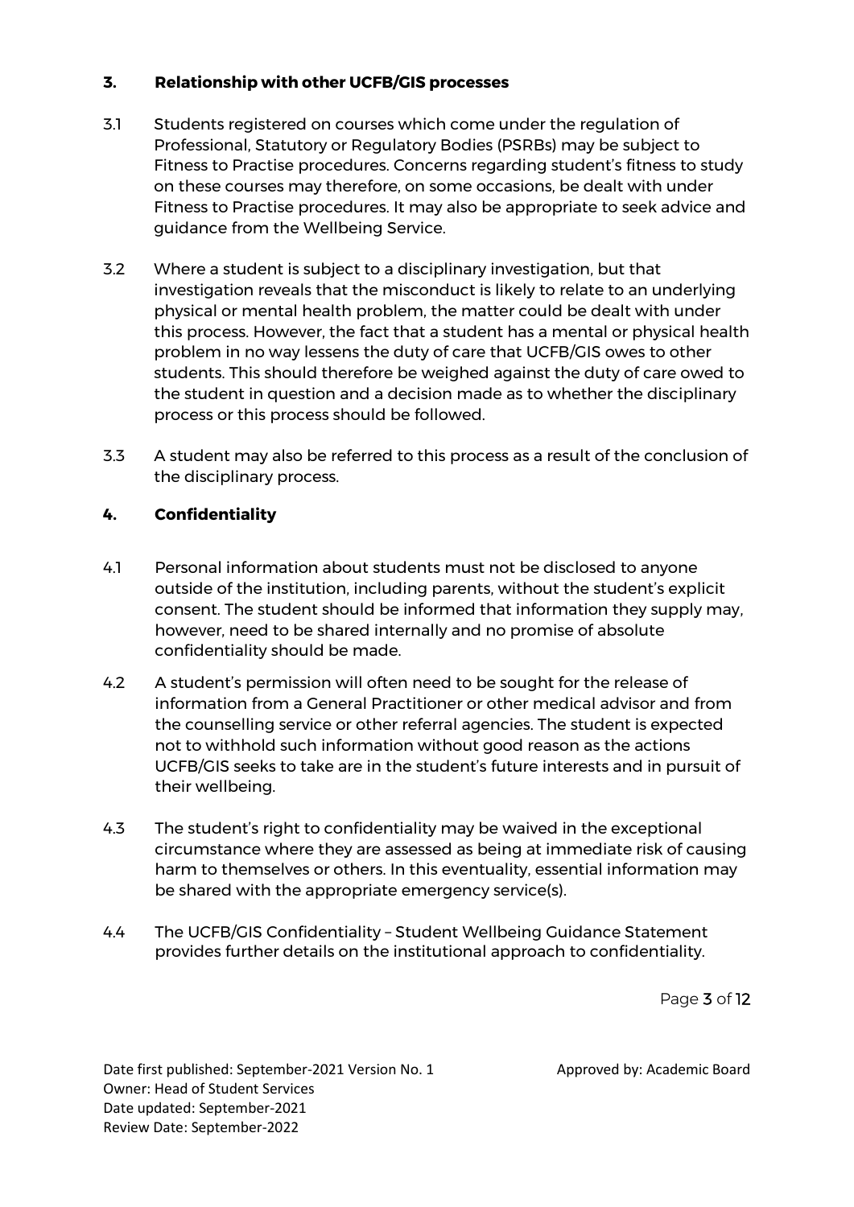## 3. Relationship with other UCFB/GIS processes

3.1 Students registered on courses which come under the regulation of Professional, Statutory or Regulatory Bodies (PSRBs) may be subject to Fitness to Practise procedures. Concerns regarding student's fitness to study on these courses may therefore, on some occasions, be dealt with under Fitness to Practise procedures. It may also be appropriate to seek advice and guidance from the Wellbeing Service.

3.2 Where a student is subject to a disciplinary investigation, but that investigation reveals that the misconduct is likely to relate to an underlying physical or mental health problem, the matter could be dealt with under this process. However, the fact that a student has a mental or physical health problem in no way lessens the duty of care that UCFB/GIS owes to other students. This should therefore be weighed against the duty of care owed to the student in question and a decision made as to whether the disciplinary process or this process should be followed.

3.3 A student may also be referred to this process as a result of the conclusion of the disciplinary process.

## 4. Confidentiality

4.1 Personal information about students must not be disclosed to anyone outside of the institution, including parents, without the student's explicit consent. The student should be informed that information they supply may, however, need to be shared internally and no promise of absolute confidentiality should be made.

4.2 A student's permission will often need to be sought for the release of information from a General Practitioner or other medical advisor and from the counselling service or other referral agencies. The student is expected not to withhold such information without good reason as the actions UCFB/GIS seeks to take are in the student's future interests and in pursuit of their wellbeing.

4.3 The student's right to confidentiality may be waived in the exceptional circumstance where they are assessed as being at immediate risk of causing harm to themselves or others. In this eventuality, essential information may be shared with the appropriate emergency service(s).

4.4 The UCFB/GIS Confidentiality – Student Wellbeing Guidance Statement provides further details on the institutional approach to confidentiality.

Date first published: September-2021 Version No. 1 Approved by: Academic Board
Owner: Head of Student Services
Date updated: September-2021
Review Date: September-2022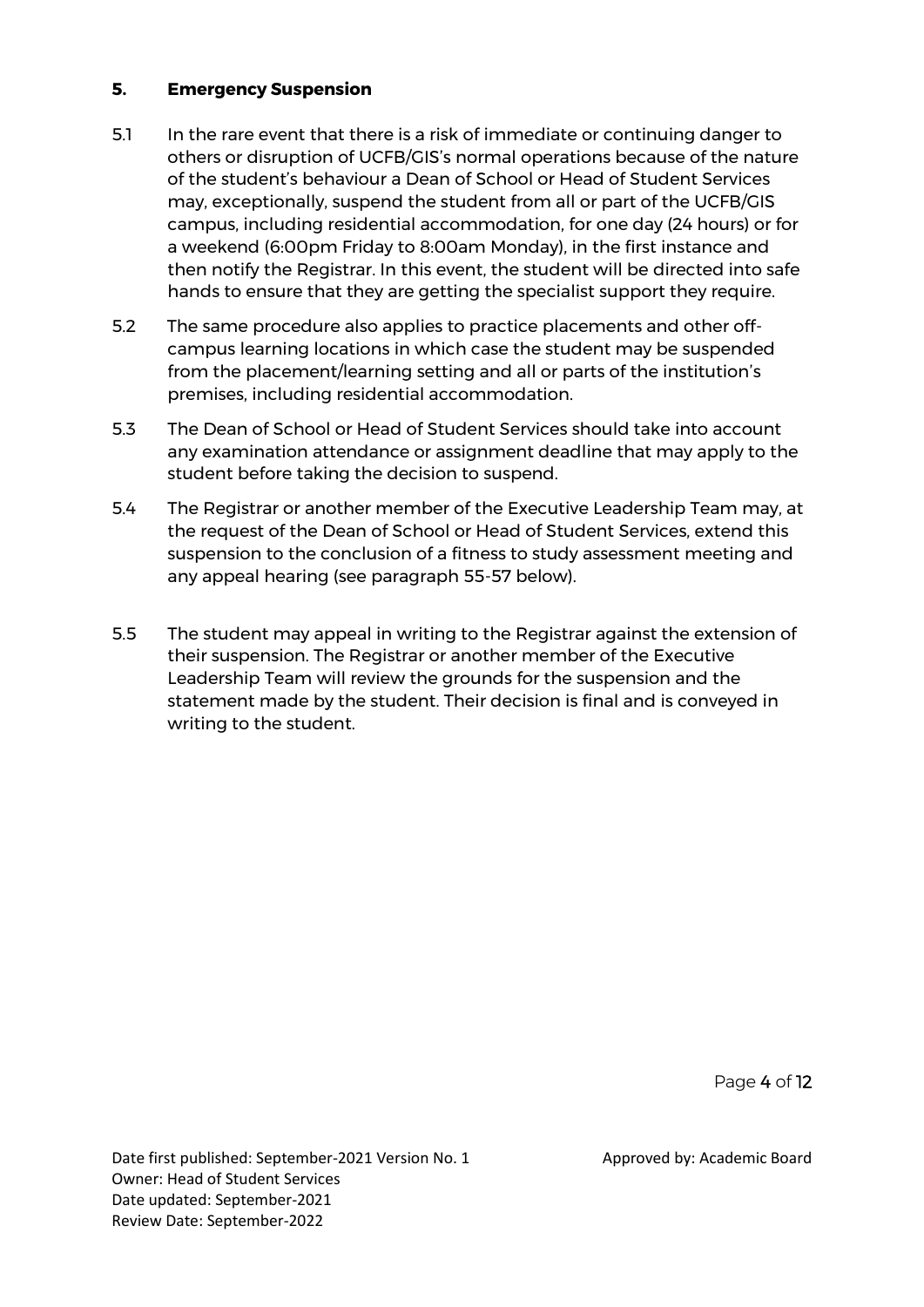## 5. Emergency Suspension

5.1 In the rare event that there is a risk of immediate or continuing danger to others or disruption of UCFB/GIS's normal operations because of the nature of the student's behaviour a Dean of School or Head of Student Services may, exceptionally, suspend the student from all or part of the UCFB/GIS campus, including residential accommodation, for one day (24 hours) or for a weekend (6:00pm Friday to 8:00am Monday), in the first instance and then notify the Registrar. In this event, the student will be directed into safe hands to ensure that they are getting the specialist support they require.

5.2 The same procedure also applies to practice placements and other off-campus learning locations in which case the student may be suspended from the placement/learning setting and all or parts of the institution's premises, including residential accommodation.

5.3 The Dean of School or Head of Student Services should take into account any examination attendance or assignment deadline that may apply to the student before taking the decision to suspend.

5.4 The Registrar or another member of the Executive Leadership Team may, at the request of the Dean of School or Head of Student Services, extend this suspension to the conclusion of a fitness to study assessment meeting and any appeal hearing (see paragraph 55-57 below).

5.5 The student may appeal in writing to the Registrar against the extension of their suspension. The Registrar or another member of the Executive Leadership Team will review the grounds for the suspension and the statement made by the student. Their decision is final and is conveyed in writing to the student.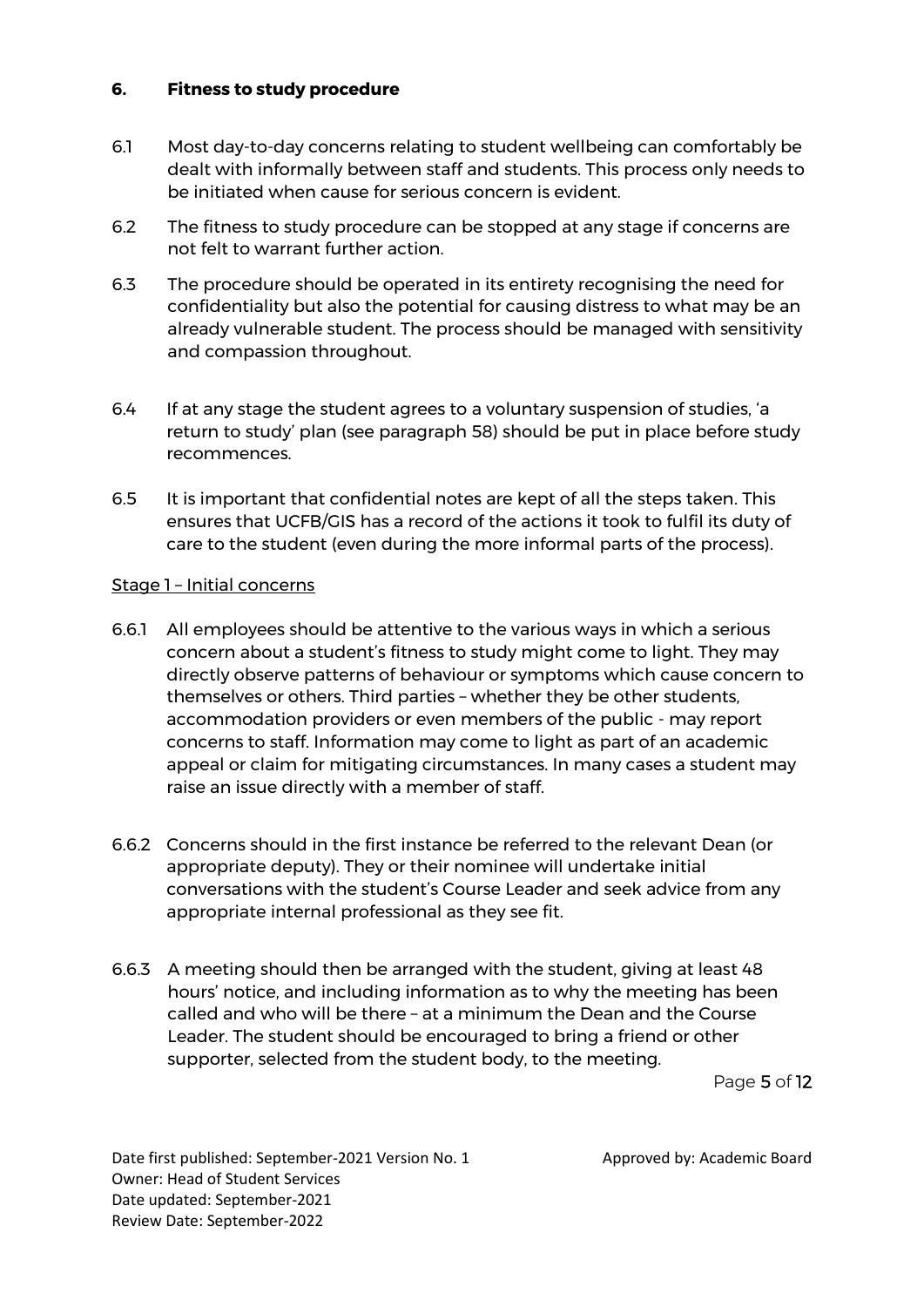## 6. Fitness to study procedure

6.1 Most day-to-day concerns relating to student wellbeing can comfortably be dealt with informally between staff and students. This process only needs to be initiated when cause for serious concern is evident.

6.2 The fitness to study procedure can be stopped at any stage if concerns are not felt to warrant further action.

6.3 The procedure should be operated in its entirety recognising the need for confidentiality but also the potential for causing distress to what may be an already vulnerable student. The process should be managed with sensitivity and compassion throughout.

6.4 If at any stage the student agrees to a voluntary suspension of studies, 'a return to study' plan (see paragraph 58) should be put in place before study recommences.

6.5 It is important that confidential notes are kept of all the steps taken. This ensures that UCFB/GIS has a record of the actions it took to fulfil its duty of care to the student (even during the more informal parts of the process).

Stage 1 – Initial concerns

6.6.1 All employees should be attentive to the various ways in which a serious concern about a student's fitness to study might come to light. They may directly observe patterns of behaviour or symptoms which cause concern to themselves or others. Third parties – whether they be other students, accommodation providers or even members of the public - may report concerns to staff. Information may come to light as part of an academic appeal or claim for mitigating circumstances. In many cases a student may raise an issue directly with a member of staff.

6.6.2 Concerns should in the first instance be referred to the relevant Dean (or appropriate deputy). They or their nominee will undertake initial conversations with the student's Course Leader and seek advice from any appropriate internal professional as they see fit.

6.6.3 A meeting should then be arranged with the student, giving at least 48 hours' notice, and including information as to why the meeting has been called and who will be there – at a minimum the Dean and the Course Leader. The student should be encouraged to bring a friend or other supporter, selected from the student body, to the meeting.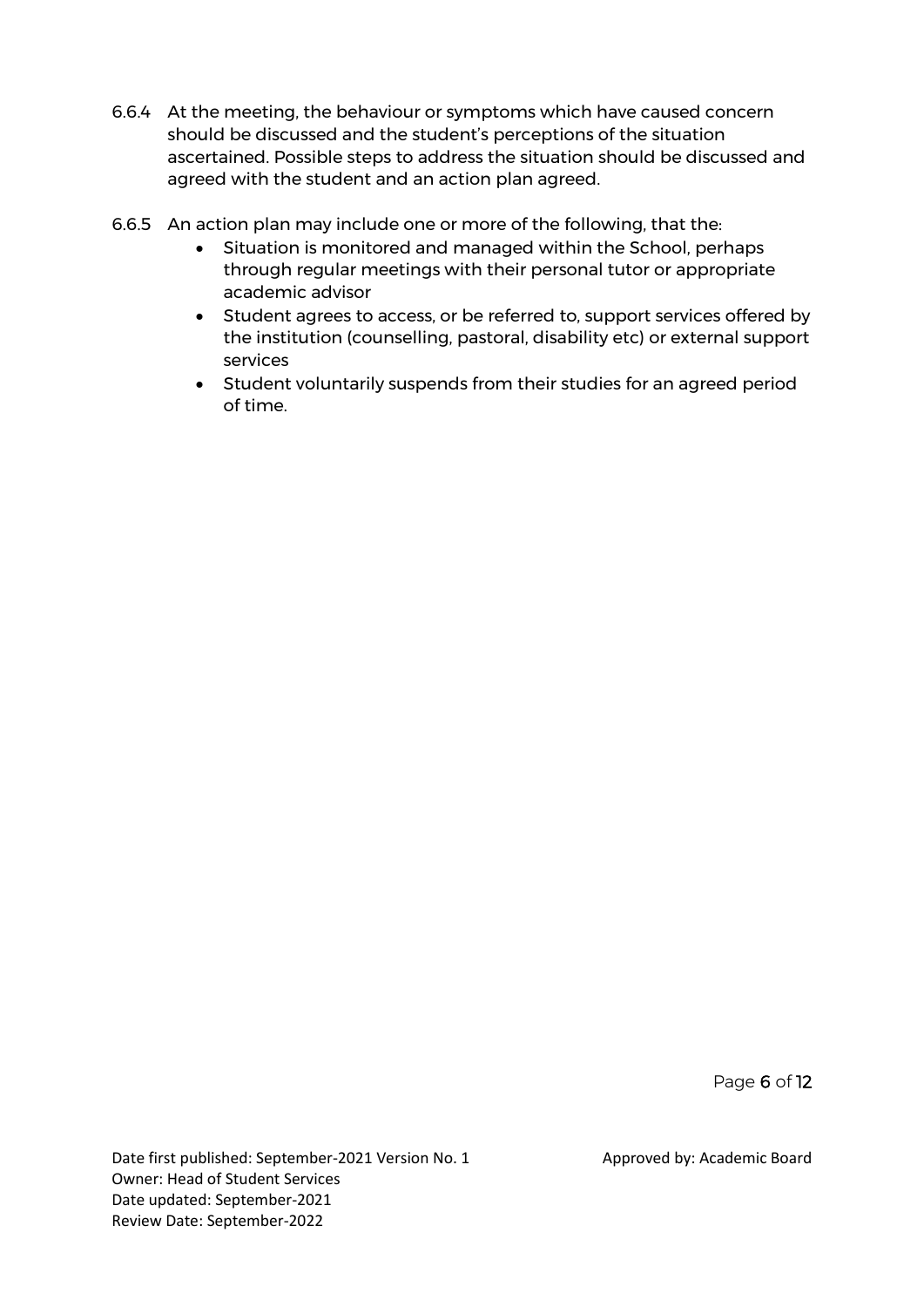6.6.4 At the meeting, the behaviour or symptoms which have caused concern should be discussed and the student's perceptions of the situation ascertained. Possible steps to address the situation should be discussed and agreed with the student and an action plan agreed.

6.6.5 An action plan may include one or more of the following, that the:

- Situation is monitored and managed within the School, perhaps through regular meetings with their personal tutor or appropriate academic advisor
- Student agrees to access, or be referred to, support services offered by the institution (counselling, pastoral, disability etc) or external support services
- Student voluntarily suspends from their studies for an agreed period of time.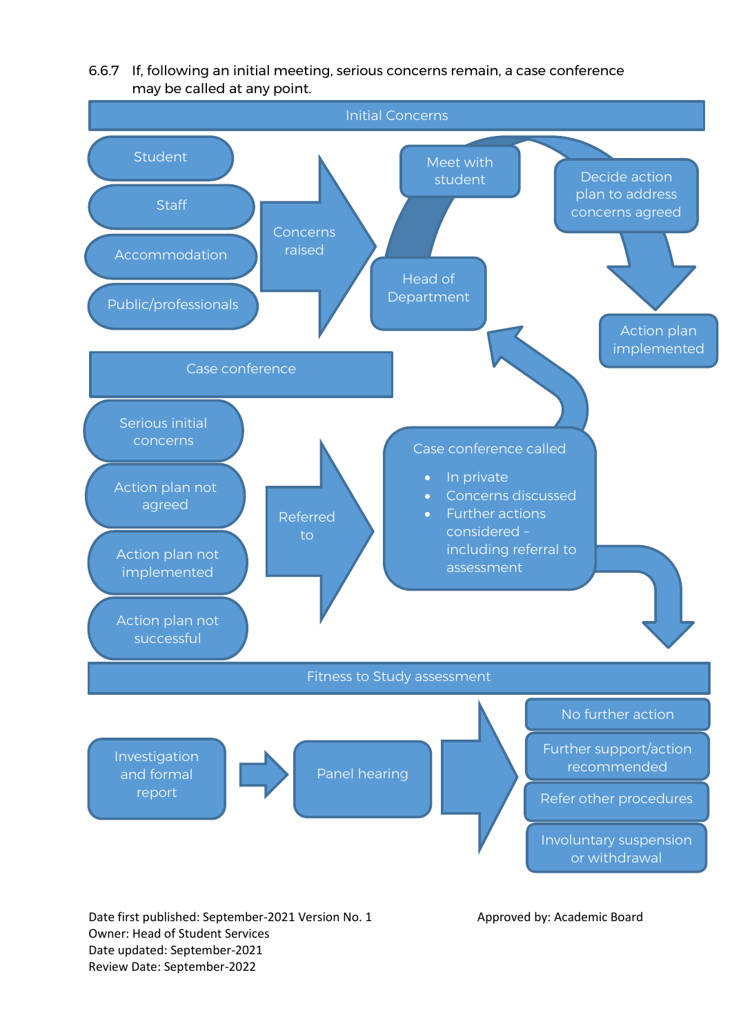6.6.7 If, following an initial meeting, serious concerns remain, a case conference may be called at any point.

**Initial Concerns**

- Student
- Staff
- Accommodation
- Public/professionals

Concerns raised → Head of Department → Meet with student → Decide action plan to address concerns agreed → Action plan implemented

**Case conference**

- Serious initial concerns
- Action plan not agreed
- Action plan not implemented
- Action plan not successful

Referred to → Case conference called

- In private
- Concerns discussed
- Further actions considered – including referral to assessment

**Fitness to Study assessment**

Investigation and formal report → Panel hearing →

- No further action
- Further support/action recommended
- Refer other procedures
- Involuntary suspension or withdrawal

Date first published: September-2021 Version No. 1
Approved by: Academic Board
Owner: Head of Student Services
Date updated: September-2021
Review Date: September-2022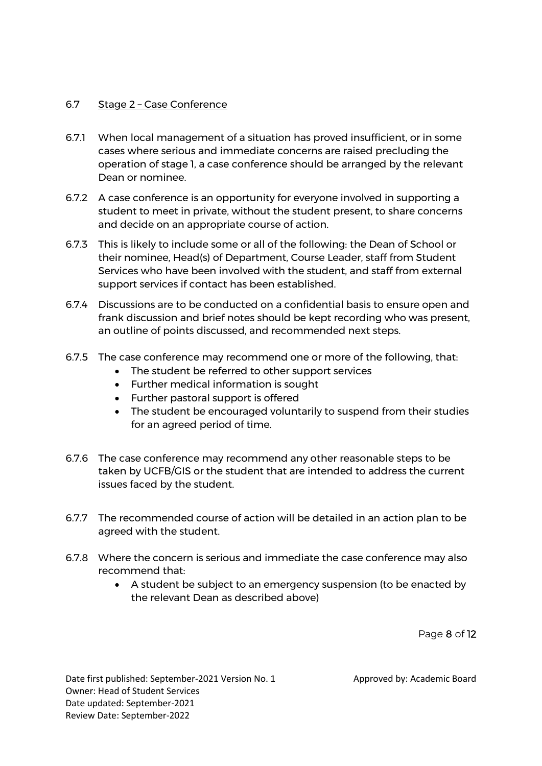### 6.7 Stage 2 – Case Conference

6.7.1 When local management of a situation has proved insufficient, or in some cases where serious and immediate concerns are raised precluding the operation of stage 1, a case conference should be arranged by the relevant Dean or nominee.

6.7.2 A case conference is an opportunity for everyone involved in supporting a student to meet in private, without the student present, to share concerns and decide on an appropriate course of action.

6.7.3 This is likely to include some or all of the following: the Dean of School or their nominee, Head(s) of Department, Course Leader, staff from Student Services who have been involved with the student, and staff from external support services if contact has been established.

6.7.4 Discussions are to be conducted on a confidential basis to ensure open and frank discussion and brief notes should be kept recording who was present, an outline of points discussed, and recommended next steps.

6.7.5 The case conference may recommend one or more of the following, that:

- The student be referred to other support services
- Further medical information is sought
- Further pastoral support is offered
- The student be encouraged voluntarily to suspend from their studies for an agreed period of time.

6.7.6 The case conference may recommend any other reasonable steps to be taken by UCFB/GIS or the student that are intended to address the current issues faced by the student.

6.7.7 The recommended course of action will be detailed in an action plan to be agreed with the student.

6.7.8 Where the concern is serious and immediate the case conference may also recommend that:

- A student be subject to an emergency suspension (to be enacted by the relevant Dean as described above)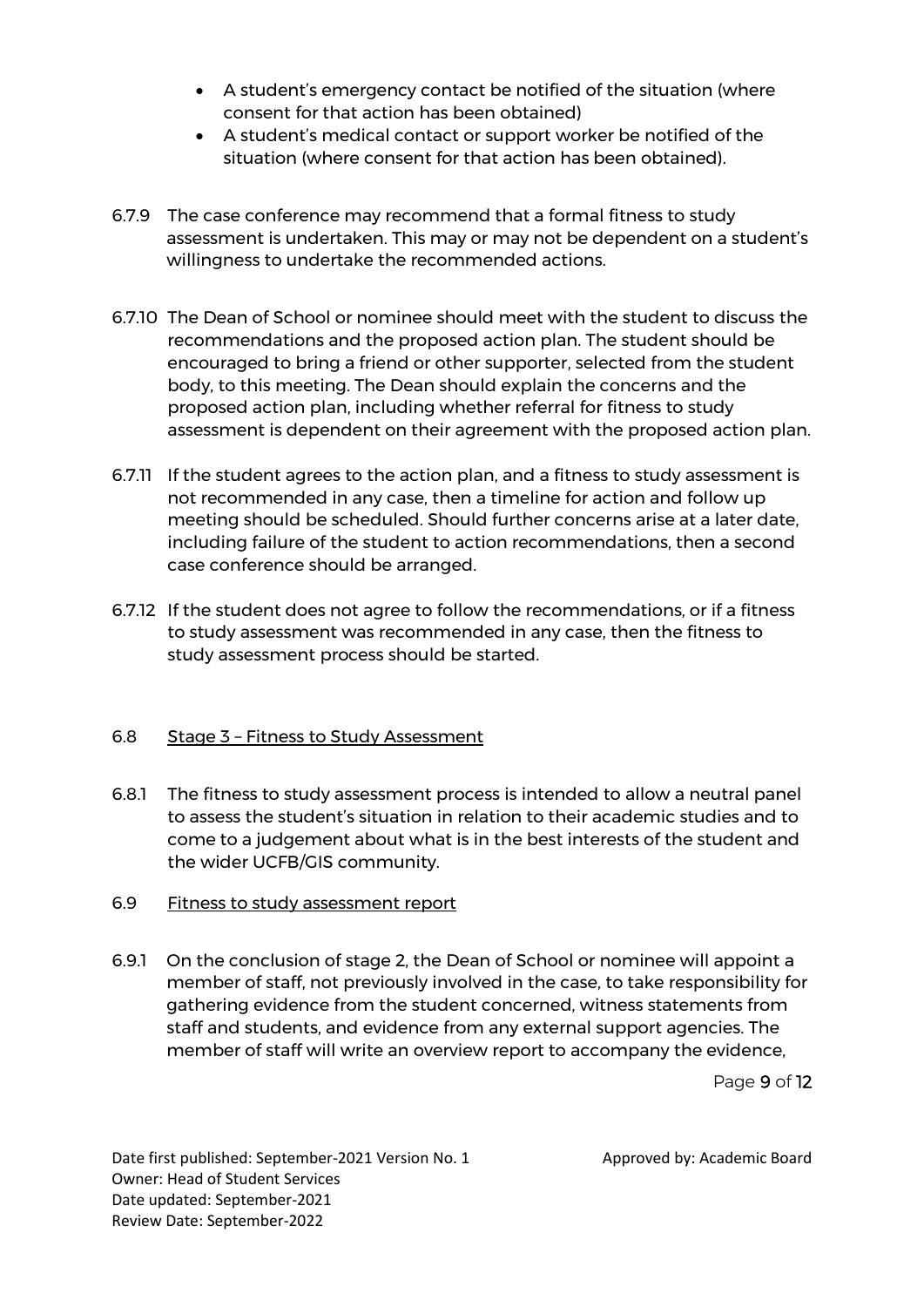- A student's emergency contact be notified of the situation (where consent for that action has been obtained)
- A student's medical contact or support worker be notified of the situation (where consent for that action has been obtained).

6.7.9 The case conference may recommend that a formal fitness to study assessment is undertaken. This may or may not be dependent on a student's willingness to undertake the recommended actions.

6.7.10 The Dean of School or nominee should meet with the student to discuss the recommendations and the proposed action plan. The student should be encouraged to bring a friend or other supporter, selected from the student body, to this meeting. The Dean should explain the concerns and the proposed action plan, including whether referral for fitness to study assessment is dependent on their agreement with the proposed action plan.

6.7.11 If the student agrees to the action plan, and a fitness to study assessment is not recommended in any case, then a timeline for action and follow up meeting should be scheduled. Should further concerns arise at a later date, including failure of the student to action recommendations, then a second case conference should be arranged.

6.7.12 If the student does not agree to follow the recommendations, or if a fitness to study assessment was recommended in any case, then the fitness to study assessment process should be started.

6.8 Stage 3 – Fitness to Study Assessment

6.8.1 The fitness to study assessment process is intended to allow a neutral panel to assess the student's situation in relation to their academic studies and to come to a judgement about what is in the best interests of the student and the wider UCFB/GIS community.

6.9 Fitness to study assessment report

6.9.1 On the conclusion of stage 2, the Dean of School or nominee will appoint a member of staff, not previously involved in the case, to take responsibility for gathering evidence from the student concerned, witness statements from staff and students, and evidence from any external support agencies. The member of staff will write an overview report to accompany the evidence,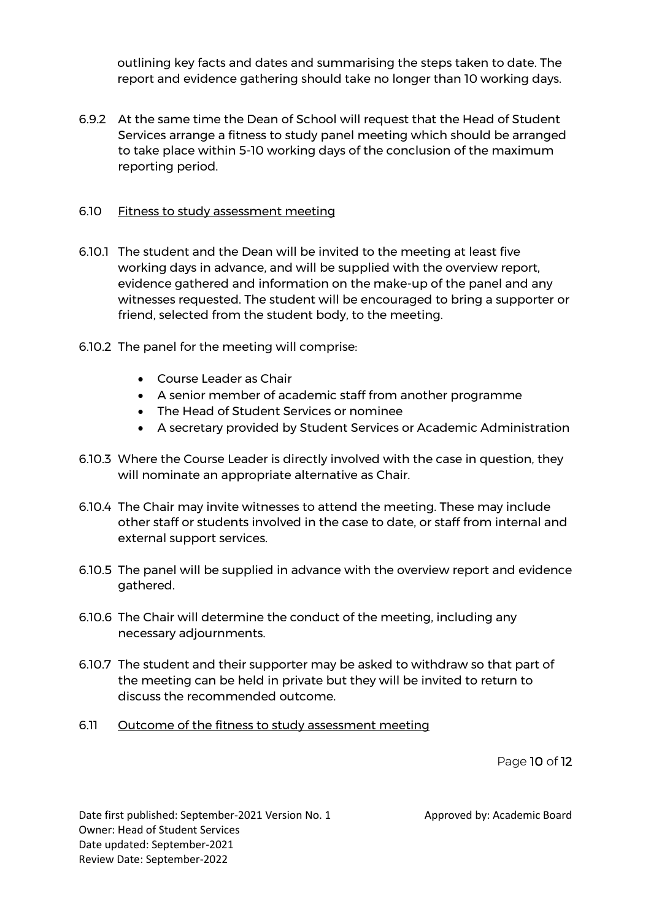outlining key facts and dates and summarising the steps taken to date. The report and evidence gathering should take no longer than 10 working days.

6.9.2 At the same time the Dean of School will request that the Head of Student Services arrange a fitness to study panel meeting which should be arranged to take place within 5-10 working days of the conclusion of the maximum reporting period.

6.10 Fitness to study assessment meeting

6.10.1 The student and the Dean will be invited to the meeting at least five working days in advance, and will be supplied with the overview report, evidence gathered and information on the make-up of the panel and any witnesses requested. The student will be encouraged to bring a supporter or friend, selected from the student body, to the meeting.

6.10.2 The panel for the meeting will comprise:

- Course Leader as Chair
- A senior member of academic staff from another programme
- The Head of Student Services or nominee
- A secretary provided by Student Services or Academic Administration

6.10.3 Where the Course Leader is directly involved with the case in question, they will nominate an appropriate alternative as Chair.

6.10.4 The Chair may invite witnesses to attend the meeting. These may include other staff or students involved in the case to date, or staff from internal and external support services.

6.10.5 The panel will be supplied in advance with the overview report and evidence gathered.

6.10.6 The Chair will determine the conduct of the meeting, including any necessary adjournments.

6.10.7 The student and their supporter may be asked to withdraw so that part of the meeting can be held in private but they will be invited to return to discuss the recommended outcome.

6.11 Outcome of the fitness to study assessment meeting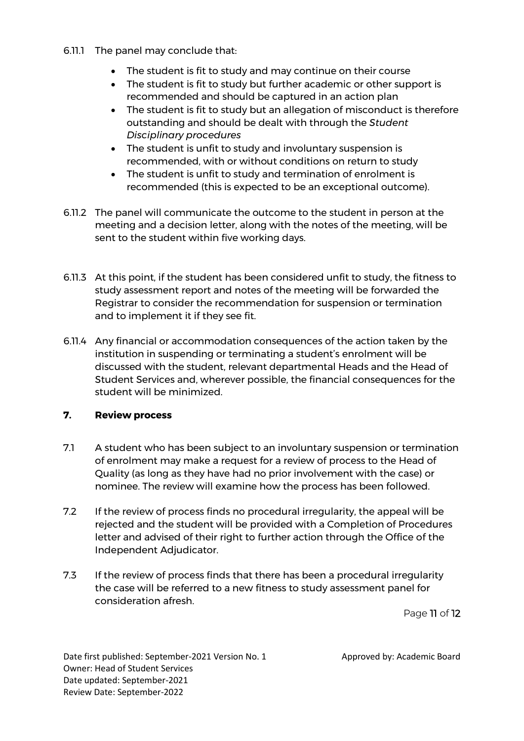6.11.1 The panel may conclude that:

- The student is fit to study and may continue on their course
- The student is fit to study but further academic or other support is recommended and should be captured in an action plan
- The student is fit to study but an allegation of misconduct is therefore outstanding and should be dealt with through the *Student Disciplinary procedures*
- The student is unfit to study and involuntary suspension is recommended, with or without conditions on return to study
- The student is unfit to study and termination of enrolment is recommended (this is expected to be an exceptional outcome).

6.11.2 The panel will communicate the outcome to the student in person at the meeting and a decision letter, along with the notes of the meeting, will be sent to the student within five working days.

6.11.3 At this point, if the student has been considered unfit to study, the fitness to study assessment report and notes of the meeting will be forwarded the Registrar to consider the recommendation for suspension or termination and to implement it if they see fit.

6.11.4 Any financial or accommodation consequences of the action taken by the institution in suspending or terminating a student's enrolment will be discussed with the student, relevant departmental Heads and the Head of Student Services and, wherever possible, the financial consequences for the student will be minimized.

## 7. Review process

7.1 A student who has been subject to an involuntary suspension or termination of enrolment may make a request for a review of process to the Head of Quality (as long as they have had no prior involvement with the case) or nominee. The review will examine how the process has been followed.

7.2 If the review of process finds no procedural irregularity, the appeal will be rejected and the student will be provided with a Completion of Procedures letter and advised of their right to further action through the Office of the Independent Adjudicator.

7.3 If the review of process finds that there has been a procedural irregularity the case will be referred to a new fitness to study assessment panel for consideration afresh.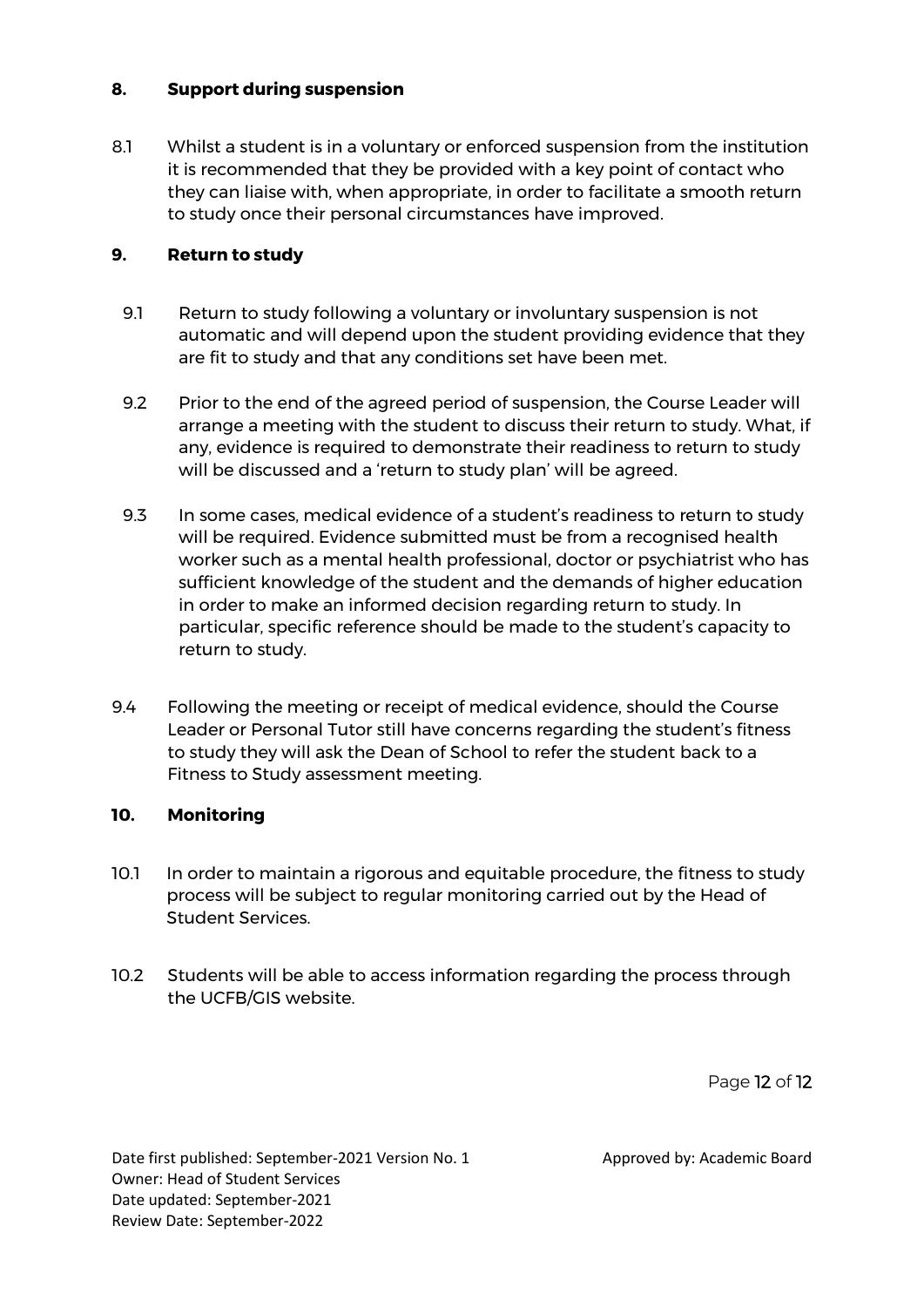## 8. Support during suspension

8.1 Whilst a student is in a voluntary or enforced suspension from the institution it is recommended that they be provided with a key point of contact who they can liaise with, when appropriate, in order to facilitate a smooth return to study once their personal circumstances have improved.

## 9. Return to study

9.1 Return to study following a voluntary or involuntary suspension is not automatic and will depend upon the student providing evidence that they are fit to study and that any conditions set have been met.

9.2 Prior to the end of the agreed period of suspension, the Course Leader will arrange a meeting with the student to discuss their return to study. What, if any, evidence is required to demonstrate their readiness to return to study will be discussed and a 'return to study plan' will be agreed.

9.3 In some cases, medical evidence of a student's readiness to return to study will be required. Evidence submitted must be from a recognised health worker such as a mental health professional, doctor or psychiatrist who has sufficient knowledge of the student and the demands of higher education in order to make an informed decision regarding return to study. In particular, specific reference should be made to the student's capacity to return to study.

9.4 Following the meeting or receipt of medical evidence, should the Course Leader or Personal Tutor still have concerns regarding the student's fitness to study they will ask the Dean of School to refer the student back to a Fitness to Study assessment meeting.

## 10. Monitoring

10.1 In order to maintain a rigorous and equitable procedure, the fitness to study process will be subject to regular monitoring carried out by the Head of Student Services.

10.2 Students will be able to access information regarding the process through the UCFB/GIS website.

Date first published: September-2021 Version No. 1
Owner: Head of Student Services
Date updated: September-2021
Review Date: September-2022

Approved by: Academic Board